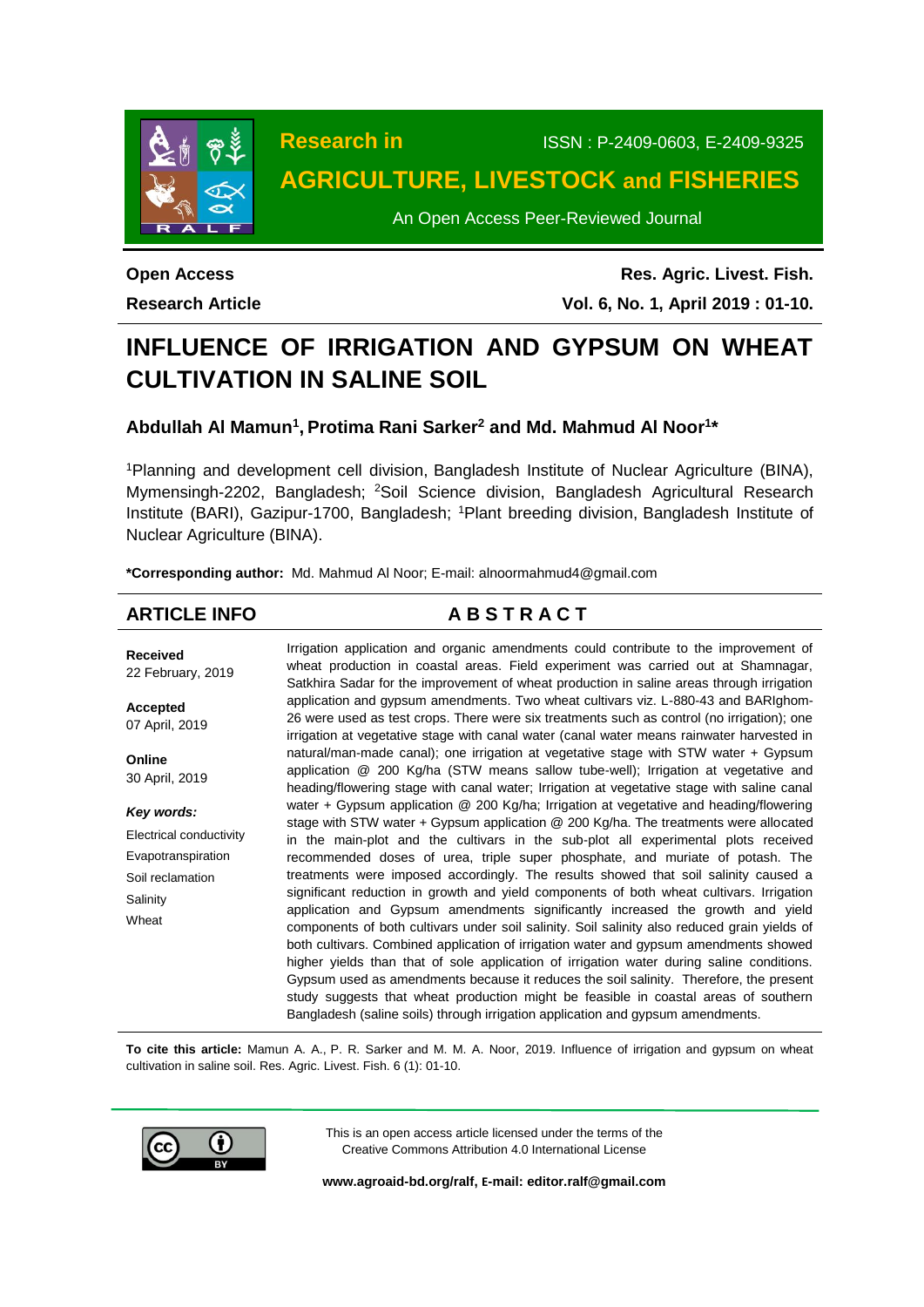Research in

ISSN : P-2409-0603, E-2409-9325

AGRICULTURE, LIVESTOCK and FISHERIES

An Open Access Peer-Reviewed Journal

**Open Access**

**Research Article**

**Res. Agric. Livest. Fish.**

**Vol. 6, No. 1, April 2019 : 01-10.**

# INFLUENCE OF IRRIGATION AND GYPSUM ON WHEAT CULTIVATION IN SALINE SOIL

### Abdullah Al Mamun[1], Protima Rani Sarker[2] and Md. Mahmud Al Noor[1]*

[1]Planning and development cell division, Bangladesh Institute of Nuclear Agriculture (BINA), Mymensingh-2202, Bangladesh; [2]Soil Science division, Bangladesh Agricultural Research Institute (BARI), Gazipur-1700, Bangladesh; [1]Plant breeding division, Bangladesh Institute of Nuclear Agriculture (BINA).

**\*Corresponding author:** Md. Mahmud Al Noor; E-mail: alnoormahmud4@gmail.com

## ARTICLE INFO

**Received**
22 February, 2019

**Accepted**
07 April, 2019

**Online**
30 April, 2019

***Key words:***

Electrical conductivity
Evapotranspiration
Soil reclamation
Salinity
Wheat

## ABSTRACT

Irrigation application and organic amendments could contribute to the improvement of wheat production in coastal areas. Field experiment was carried out at Shamnagar, Satkhira Sadar for the improvement of wheat production in saline areas through irrigation application and gypsum amendments. Two wheat cultivars viz. L-880-43 and BARIghom-26 were used as test crops. There were six treatments such as control (no irrigation); one irrigation at vegetative stage with canal water (canal water means rainwater harvested in natural/man-made canal); one irrigation at vegetative stage with STW water + Gypsum application @ 200 Kg/ha (STW means sallow tube-well); Irrigation at vegetative and heading/flowering stage with canal water; Irrigation at vegetative stage with saline canal water + Gypsum application @ 200 Kg/ha; Irrigation at vegetative and heading/flowering stage with STW water + Gypsum application @ 200 Kg/ha. The treatments were allocated in the main-plot and the cultivars in the sub-plot all experimental plots received recommended doses of urea, triple super phosphate, and muriate of potash. The treatments were imposed accordingly. The results showed that soil salinity caused a significant reduction in growth and yield components of both wheat cultivars. Irrigation application and Gypsum amendments significantly increased the growth and yield components of both cultivars under soil salinity. Soil salinity also reduced grain yields of both cultivars. Combined application of irrigation water and gypsum amendments showed higher yields than that of sole application of irrigation water during saline conditions. Gypsum used as amendments because it reduces the soil salinity. Therefore, the present study suggests that wheat production might be feasible in coastal areas of southern Bangladesh (saline soils) through irrigation application and gypsum amendments.

**To cite this article:** Mamun A. A., P. R. Sarker and M. M. A. Noor, 2019. Influence of irrigation and gypsum on wheat cultivation in saline soil. Res. Agric. Livest. Fish. 6 (1): 01-10.

This is an open access article licensed under the terms of the Creative Commons Attribution 4.0 International License

**www.agroaid-bd.org/ralf, E-mail: editor.ralf@gmail.com**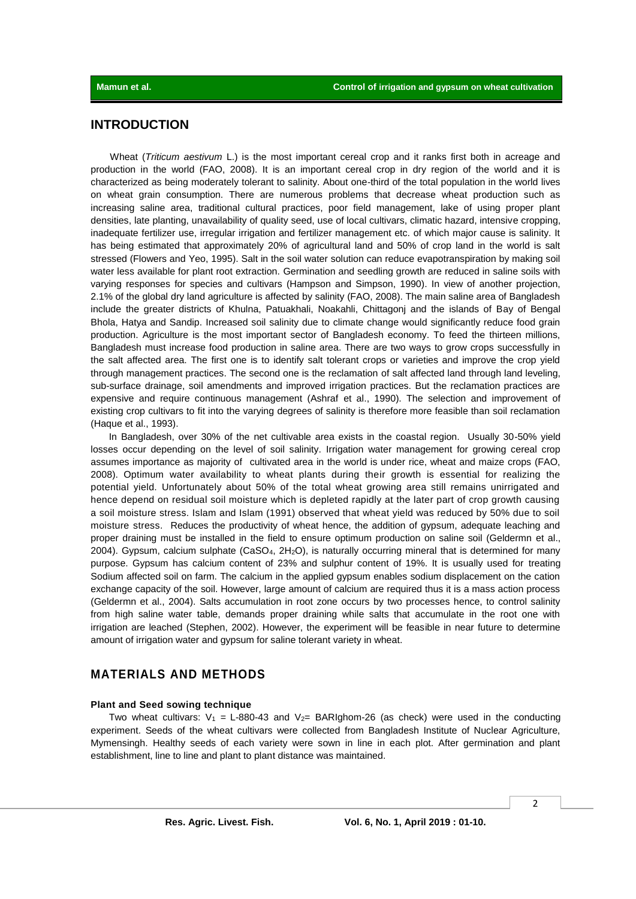## INTRODUCTION

Wheat (*Triticum aestivum* L.) is the most important cereal crop and it ranks first both in acreage and production in the world (FAO, 2008). It is an important cereal crop in dry region of the world and it is characterized as being moderately tolerant to salinity. About one-third of the total population in the world lives on wheat grain consumption. There are numerous problems that decrease wheat production such as increasing saline area, traditional cultural practices, poor field management, lake of using proper plant densities, late planting, unavailability of quality seed, use of local cultivars, climatic hazard, intensive cropping, inadequate fertilizer use, irregular irrigation and fertilizer management etc. of which major cause is salinity. It has being estimated that approximately 20% of agricultural land and 50% of crop land in the world is salt stressed (Flowers and Yeo, 1995). Salt in the soil water solution can reduce evapotranspiration by making soil water less available for plant root extraction. Germination and seedling growth are reduced in saline soils with varying responses for species and cultivars (Hampson and Simpson, 1990). In view of another projection, 2.1% of the global dry land agriculture is affected by salinity (FAO, 2008). The main saline area of Bangladesh include the greater districts of Khulna, Patuakhali, Noakahli, Chittagonj and the islands of Bay of Bengal Bhola, Hatya and Sandip. Increased soil salinity due to climate change would significantly reduce food grain production. Agriculture is the most important sector of Bangladesh economy. To feed the thirteen millions, Bangladesh must increase food production in saline area. There are two ways to grow crops successfully in the salt affected area. The first one is to identify salt tolerant crops or varieties and improve the crop yield through management practices. The second one is the reclamation of salt affected land through land leveling, sub-surface drainage, soil amendments and improved irrigation practices. But the reclamation practices are expensive and require continuous management (Ashraf et al., 1990). The selection and improvement of existing crop cultivars to fit into the varying degrees of salinity is therefore more feasible than soil reclamation (Haque et al., 1993).

In Bangladesh, over 30% of the net cultivable area exists in the coastal region. Usually 30-50% yield losses occur depending on the level of soil salinity. Irrigation water management for growing cereal crop assumes importance as majority of cultivated area in the world is under rice, wheat and maize crops (FAO, 2008). Optimum water availability to wheat plants during their growth is essential for realizing the potential yield. Unfortunately about 50% of the total wheat growing area still remains unirrigated and hence depend on residual soil moisture which is depleted rapidly at the later part of crop growth causing a soil moisture stress. Islam and Islam (1991) observed that wheat yield was reduced by 50% due to soil moisture stress. Reduces the productivity of wheat hence, the addition of gypsum, adequate leaching and proper draining must be installed in the field to ensure optimum production on saline soil (Geldermn et al., 2004). Gypsum, calcium sulphate ($CaSO_4$, $2H_2O$), is naturally occurring mineral that is determined for many purpose. Gypsum has calcium content of 23% and sulphur content of 19%. It is usually used for treating Sodium affected soil on farm. The calcium in the applied gypsum enables sodium displacement on the cation exchange capacity of the soil. However, large amount of calcium are required thus it is a mass action process (Geldermn et al., 2004). Salts accumulation in root zone occurs by two processes hence, to control salinity from high saline water table, demands proper draining while salts that accumulate in the root one with irrigation are leached (Stephen, 2002). However, the experiment will be feasible in near future to determine amount of irrigation water and gypsum for saline tolerant variety in wheat.

## MATERIALS AND METHODS

### Plant and Seed sowing technique

Two wheat cultivars: $V_1$ = L-880-43 and $V_2$= BARIghom-26 (as check) were used in the conducting experiment. Seeds of the wheat cultivars were collected from Bangladesh Institute of Nuclear Agriculture, Mymensingh. Healthy seeds of each variety were sown in line in each plot. After germination and plant establishment, line to line and plant to plant distance was maintained.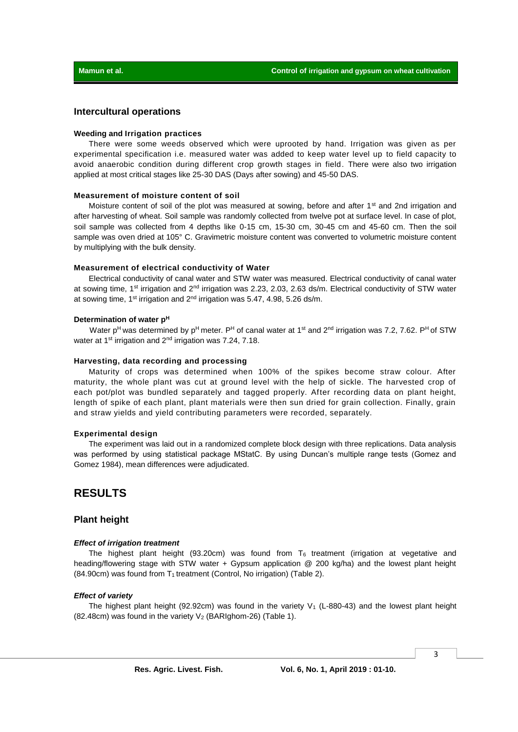## Intercultural operations

#### Weeding and Irrigation practices

There were some weeds observed which were uprooted by hand. Irrigation was given as per experimental specification i.e. measured water was added to keep water level up to field capacity to avoid anaerobic condition during different crop growth stages in field. There were also two irrigation applied at most critical stages like 25-30 DAS (Days after sowing) and 45-50 DAS.

#### Measurement of moisture content of soil

Moisture content of soil of the plot was measured at sowing, before and after 1st and 2nd irrigation and after harvesting of wheat. Soil sample was randomly collected from twelve pot at surface level. In case of plot, soil sample was collected from 4 depths like 0-15 cm, 15-30 cm, 30-45 cm and 45-60 cm. Then the soil sample was oven dried at 105° C. Gravimetric moisture content was converted to volumetric moisture content by multiplying with the bulk density.

#### Measurement of electrical conductivity of Water

Electrical conductivity of canal water and STW water was measured. Electrical conductivity of canal water at sowing time, 1st irrigation and 2nd irrigation was 2.23, 2.03, 2.63 ds/m. Electrical conductivity of STW water at sowing time, 1st irrigation and 2nd irrigation was 5.47, 4.98, 5.26 ds/m.

#### Determination of water $p^H$

Water $p^H$ was determined by $p^H$ meter. $P^H$ of canal water at 1st and 2nd irrigation was 7.2, 7.62. $P^H$ of STW water at 1st irrigation and 2nd irrigation was 7.24, 7.18.

#### Harvesting, data recording and processing

Maturity of crops was determined when 100% of the spikes become straw colour. After maturity, the whole plant was cut at ground level with the help of sickle. The harvested crop of each pot/plot was bundled separately and tagged properly. After recording data on plant height, length of spike of each plant, plant materials were then sun dried for grain collection. Finally, grain and straw yields and yield contributing parameters were recorded, separately.

#### Experimental design

The experiment was laid out in a randomized complete block design with three replications. Data analysis was performed by using statistical package MStatC. By using Duncan's multiple range tests (Gomez and Gomez 1984), mean differences were adjudicated.

# RESULTS

## Plant height

#### *Effect of irrigation treatment*

The highest plant height (93.20cm) was found from $T_6$ treatment (irrigation at vegetative and heading/flowering stage with STW water + Gypsum application @ 200 kg/ha) and the lowest plant height (84.90cm) was found from $T_1$ treatment (Control, No irrigation) (Table 2).

#### *Effect of variety*

The highest plant height (92.92cm) was found in the variety $V_1$ (L-880-43) and the lowest plant height (82.48cm) was found in the variety $V_2$ (BARIghom-26) (Table 1).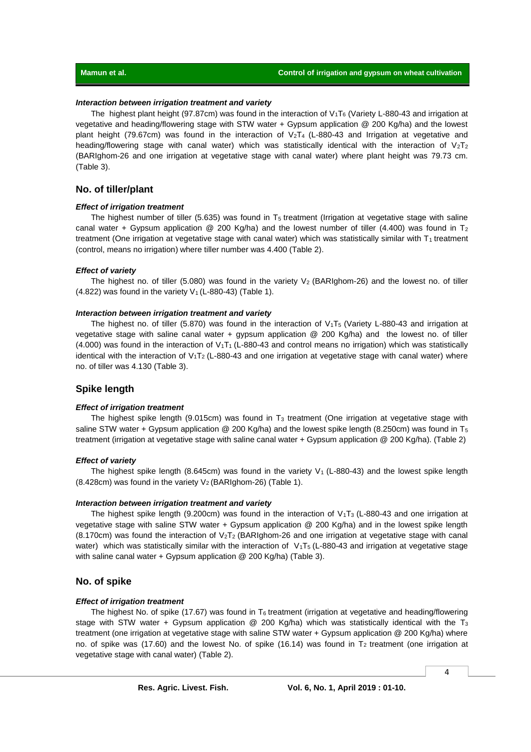#### *Interaction between irrigation treatment and variety*

The highest plant height (97.87cm) was found in the interaction of $V_1T_6$ (Variety L-880-43 and irrigation at vegetative and heading/flowering stage with STW water + Gypsum application @ 200 Kg/ha) and the lowest plant height (79.67cm) was found in the interaction of $V_2T_4$ (L-880-43 and Irrigation at vegetative and heading/flowering stage with canal water) which was statistically identical with the interaction of $V_2T_2$ (BARIghom-26 and one irrigation at vegetative stage with canal water) where plant height was 79.73 cm. (Table 3).

## No. of tiller/plant

#### *Effect of irrigation treatment*

The highest number of tiller (5.635) was found in $T_5$ treatment (Irrigation at vegetative stage with saline canal water + Gypsum application @ 200 Kg/ha) and the lowest number of tiller (4.400) was found in $T_2$ treatment (One irrigation at vegetative stage with canal water) which was statistically similar with $T_1$ treatment (control, means no irrigation) where tiller number was 4.400 (Table 2).

#### *Effect of variety*

The highest no. of tiller (5.080) was found in the variety $V_2$ (BARIghom-26) and the lowest no. of tiller (4.822) was found in the variety $V_1$ (L-880-43) (Table 1).

#### *Interaction between irrigation treatment and variety*

The highest no. of tiller (5.870) was found in the interaction of $V_1T_5$ (Variety L-880-43 and irrigation at vegetative stage with saline canal water + gypsum application @ 200 Kg/ha) and the lowest no. of tiller (4.000) was found in the interaction of $V_1T_1$ (L-880-43 and control means no irrigation) which was statistically identical with the interaction of $V_1T_2$ (L-880-43 and one irrigation at vegetative stage with canal water) where no. of tiller was 4.130 (Table 3).

## Spike length

#### *Effect of irrigation treatment*

The highest spike length (9.015cm) was found in $T_3$ treatment (One irrigation at vegetative stage with saline STW water + Gypsum application @ 200 Kg/ha) and the lowest spike length (8.250cm) was found in $T_5$ treatment (irrigation at vegetative stage with saline canal water + Gypsum application @ 200 Kg/ha). (Table 2)

#### *Effect of variety*

The highest spike length (8.645cm) was found in the variety $V_1$ (L-880-43) and the lowest spike length (8.428cm) was found in the variety $V_2$ (BARIghom-26) (Table 1).

#### *Interaction between irrigation treatment and variety*

The highest spike length (9.200cm) was found in the interaction of $V_1T_3$ (L-880-43 and one irrigation at vegetative stage with saline STW water + Gypsum application @ 200 Kg/ha) and in the lowest spike length (8.170cm) was found the interaction of $V_2T_2$ (BARIghom-26 and one irrigation at vegetative stage with canal water) which was statistically similar with the interaction of $V_1T_5$ (L-880-43 and irrigation at vegetative stage with saline canal water + Gypsum application @ 200 Kg/ha) (Table 3).

## No. of spike

#### *Effect of irrigation treatment*

The highest No. of spike (17.67) was found in $T_6$ treatment (irrigation at vegetative and heading/flowering stage with STW water + Gypsum application @ 200 Kg/ha) which was statistically identical with the $T_3$ treatment (one irrigation at vegetative stage with saline STW water + Gypsum application @ 200 Kg/ha) where no. of spike was (17.60) and the lowest No. of spike (16.14) was found in $T_2$ treatment (one irrigation at vegetative stage with canal water) (Table 2).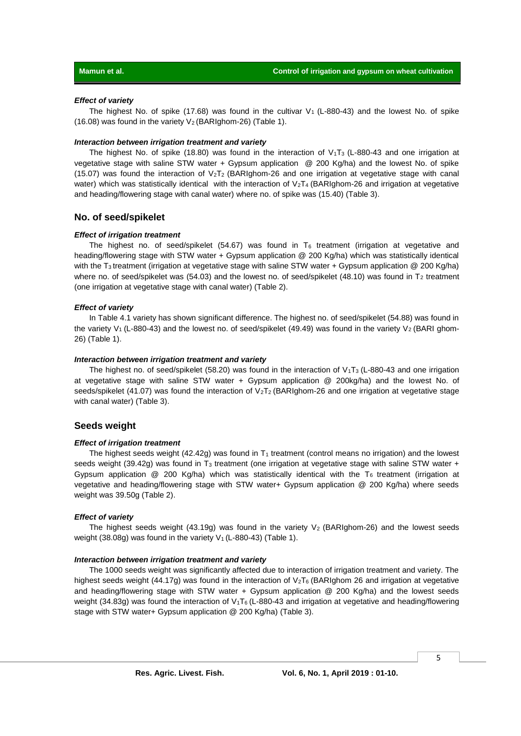#### *Effect of variety*

The highest No. of spike (17.68) was found in the cultivar $V_1$ (L-880-43) and the lowest No. of spike (16.08) was found in the variety $V_2$ (BARIghom-26) (Table 1).

#### *Interaction between irrigation treatment and variety*

The highest No. of spike (18.80) was found in the interaction of $V_1T_3$ (L-880-43 and one irrigation at vegetative stage with saline STW water + Gypsum application @ 200 Kg/ha) and the lowest No. of spike (15.07) was found the interaction of $V_2T_2$ (BARIghom-26 and one irrigation at vegetative stage with canal water) which was statistically identical with the interaction of $V_2T_4$ (BARIghom-26 and irrigation at vegetative and heading/flowering stage with canal water) where no. of spike was (15.40) (Table 3).

### No. of seed/spikelet

#### *Effect of irrigation treatment*

The highest no. of seed/spikelet (54.67) was found in $T_6$ treatment (irrigation at vegetative and heading/flowering stage with STW water + Gypsum application @ 200 Kg/ha) which was statistically identical with the $T_3$ treatment (irrigation at vegetative stage with saline STW water + Gypsum application @ 200 Kg/ha) where no. of seed/spikelet was (54.03) and the lowest no. of seed/spikelet (48.10) was found in $T_2$ treatment (one irrigation at vegetative stage with canal water) (Table 2).

#### *Effect of variety*

In Table 4.1 variety has shown significant difference. The highest no. of seed/spikelet (54.88) was found in the variety $V_1$ (L-880-43) and the lowest no. of seed/spikelet (49.49) was found in the variety $V_2$ (BARI ghom-26) (Table 1).

#### *Interaction between irrigation treatment and variety*

The highest no. of seed/spikelet (58.20) was found in the interaction of $V_1T_3$ (L-880-43 and one irrigation at vegetative stage with saline STW water + Gypsum application @ 200kg/ha) and the lowest No. of seeds/spikelet (41.07) was found the interaction of $V_2T_2$ (BARIghom-26 and one irrigation at vegetative stage with canal water) (Table 3).

### Seeds weight

#### *Effect of irrigation treatment*

The highest seeds weight (42.42g) was found in $T_1$ treatment (control means no irrigation) and the lowest seeds weight (39.42g) was found in $T_3$ treatment (one irrigation at vegetative stage with saline STW water + Gypsum application @ 200 Kg/ha) which was statistically identical with the $T_6$ treatment (irrigation at vegetative and heading/flowering stage with STW water+ Gypsum application @ 200 Kg/ha) where seeds weight was 39.50g (Table 2).

#### *Effect of variety*

The highest seeds weight (43.19g) was found in the variety $V_2$ (BARIghom-26) and the lowest seeds weight (38.08g) was found in the variety $V_1$ (L-880-43) (Table 1).

#### *Interaction between irrigation treatment and variety*

The 1000 seeds weight was significantly affected due to interaction of irrigation treatment and variety. The highest seeds weight (44.17g) was found in the interaction of $V_2T_6$ (BARIghom 26 and irrigation at vegetative and heading/flowering stage with STW water + Gypsum application @ 200 Kg/ha) and the lowest seeds weight (34.83g) was found the interaction of $V_1T_6$ (L-880-43 and irrigation at vegetative and heading/flowering stage with STW water+ Gypsum application @ 200 Kg/ha) (Table 3).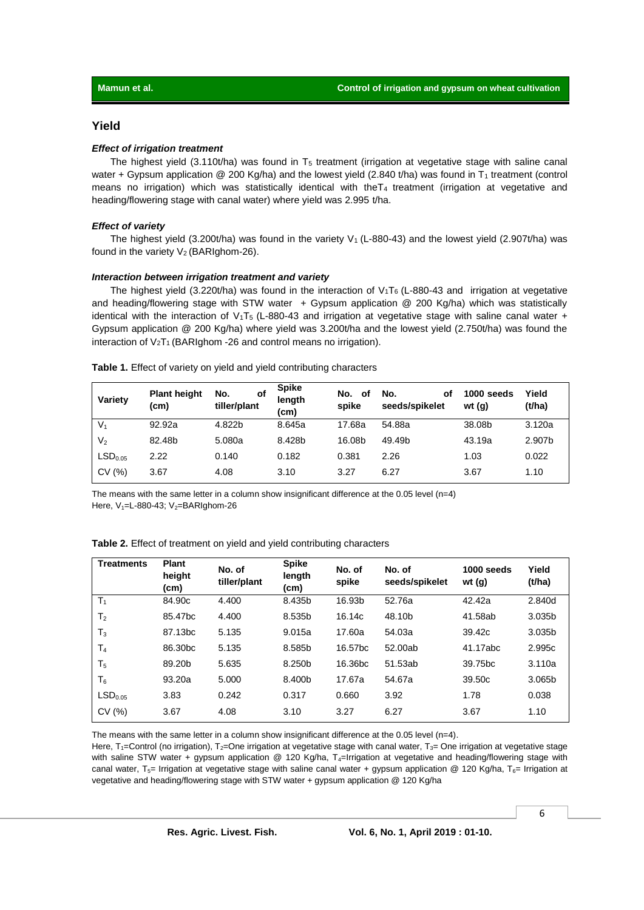## Yield

### *Effect of irrigation treatment*

The highest yield (3.110t/ha) was found in $T_5$ treatment (irrigation at vegetative stage with saline canal water + Gypsum application @ 200 Kg/ha) and the lowest yield (2.840 t/ha) was found in $T_1$ treatment (control means no irrigation) which was statistically identical with the$T_4$ treatment (irrigation at vegetative and heading/flowering stage with canal water) where yield was 2.995 t/ha.

### *Effect of variety*

The highest yield (3.200t/ha) was found in the variety $V_1$ (L-880-43) and the lowest yield (2.907t/ha) was found in the variety $V_2$ (BARIghom-26).

### *Interaction between irrigation treatment and variety*

The highest yield (3.220t/ha) was found in the interaction of $V_1T_6$ (L-880-43 and irrigation at vegetative and heading/flowering stage with STW water + Gypsum application @ 200 Kg/ha) which was statistically identical with the interaction of $V_1T_5$ (L-880-43 and irrigation at vegetative stage with saline canal water + Gypsum application @ 200 Kg/ha) where yield was 3.200t/ha and the lowest yield (2.750t/ha) was found the interaction of $V_2T_1$ (BARIghom -26 and control means no irrigation).

**Table 1.** Effect of variety on yield and yield contributing characters

| Variety | Plant height (cm) | No. of tiller/plant | Spike length (cm) | No. of spike | No. of seeds/spikelet | 1000 seeds wt (g) | Yield (t/ha) |
|---|---|---|---|---|---|---|---|
| $V_1$ | 92.92a | 4.822b | 8.645a | 17.68a | 54.88a | 38.08b | 3.120a |
| $V_2$ | 82.48b | 5.080a | 8.428b | 16.08b | 49.49b | 43.19a | 2.907b |
| $LSD_{0.05}$ | 2.22 | 0.140 | 0.182 | 0.381 | 2.26 | 1.03 | 0.022 |
| CV (%) | 3.67 | 4.08 | 3.10 | 3.27 | 6.27 | 3.67 | 1.10 |

The means with the same letter in a column show insignificant difference at the 0.05 level (n=4)
Here, $V_1$=L-880-43; $V_2$=BARIghom-26

**Table 2.** Effect of treatment on yield and yield contributing characters

| Treatments | Plant height (cm) | No. of tiller/plant | Spike length (cm) | No. of spike | No. of seeds/spikelet | 1000 seeds wt (g) | Yield (t/ha) |
|---|---|---|---|---|---|---|---|
| $T_1$ | 84.90c | 4.400 | 8.435b | 16.93b | 52.76a | 42.42a | 2.840d |
| $T_2$ | 85.47bc | 4.400 | 8.535b | 16.14c | 48.10b | 41.58ab | 3.035b |
| $T_3$ | 87.13bc | 5.135 | 9.015a | 17.60a | 54.03a | 39.42c | 3.035b |
| $T_4$ | 86.30bc | 5.135 | 8.585b | 16.57bc | 52.00ab | 41.17abc | 2.995c |
| $T_5$ | 89.20b | 5.635 | 8.250b | 16.36bc | 51.53ab | 39.75bc | 3.110a |
| $T_6$ | 93.20a | 5.000 | 8.400b | 17.67a | 54.67a | 39.50c | 3.065b |
| $LSD_{0.05}$ | 3.83 | 0.242 | 0.317 | 0.660 | 3.92 | 1.78 | 0.038 |
| CV (%) | 3.67 | 4.08 | 3.10 | 3.27 | 6.27 | 3.67 | 1.10 |

The means with the same letter in a column show insignificant difference at the 0.05 level (n=4).

Here, $T_1$=Control (no irrigation), $T_2$=One irrigation at vegetative stage with canal water, $T_3$= One irrigation at vegetative stage with saline STW water + gypsum application @ 120 Kg/ha, $T_4$=Irrigation at vegetative and heading/flowering stage with canal water, $T_5$= Irrigation at vegetative stage with saline canal water + gypsum application @ 120 Kg/ha, $T_6$= Irrigation at vegetative and heading/flowering stage with STW water + gypsum application @ 120 Kg/ha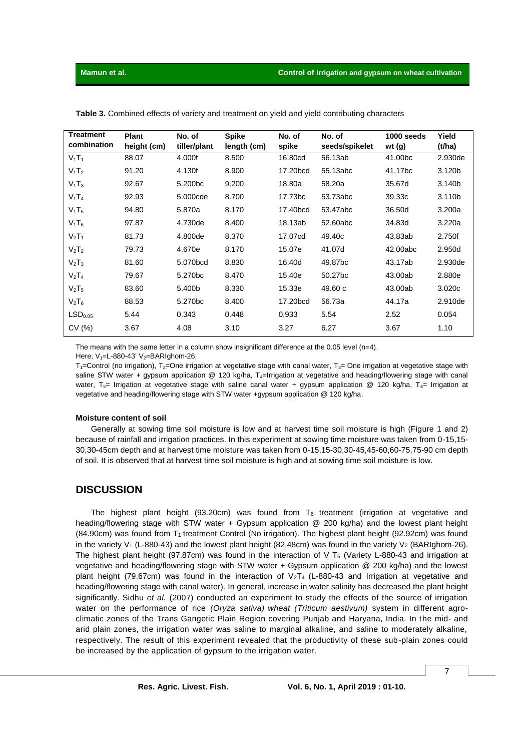**Table 3.** Combined effects of variety and treatment on yield and yield contributing characters

| Treatment combination | Plant height (cm) | No. of tiller/plant | Spike length (cm) | No. of spike | No. of seeds/spikelet | 1000 seeds wt (g) | Yield (t/ha) |
|---|---|---|---|---|---|---|---|
| $V_1T_1$ | 88.07 | 4.000f | 8.500 | 16.80cd | 56.13ab | 41.00bc | 2.930de |
| $V_1T_2$ | 91.20 | 4.130f | 8.900 | 17.20bcd | 55.13abc | 41.17bc | 3.120b |
| $V_1T_3$ | 92.67 | 5.200bc | 9.200 | 18.80a | 58.20a | 35.67d | 3.140b |
| $V_1T_4$ | 92.93 | 5.000cde | 8.700 | 17.73bc | 53.73abc | 39.33c | 3.110b |
| $V_1T_5$ | 94.80 | 5.870a | 8.170 | 17.40bcd | 53.47abc | 36.50d | 3.200a |
| $V_1T_6$ | 97.87 | 4.730de | 8.400 | 18.13ab | 52.60abc | 34.83d | 3.220a |
| $V_2T_1$ | 81.73 | 4.800de | 8.370 | 17.07cd | 49.40c | 43.83ab | 2.750f |
| $V_2T_2$ | 79.73 | 4.670e | 8.170 | 15.07e | 41.07d | 42.00abc | 2.950d |
| $V_2T_3$ | 81.60 | 5.070bcd | 8.830 | 16.40d | 49.87bc | 43.17ab | 2.930de |
| $V_2T_4$ | 79.67 | 5.270bc | 8.470 | 15.40e | 50.27bc | 43.00ab | 2.880e |
| $V_2T_5$ | 83.60 | 5.400b | 8.330 | 15.33e | 49.60 c | 43.00ab | 3.020c |
| $V_2T_6$ | 88.53 | 5.270bc | 8.400 | 17.20bcd | 56.73a | 44.17a | 2.910de |
| $LSD_{0.05}$ | 5.44 | 0.343 | 0.448 | 0.933 | 5.54 | 2.52 | 0.054 |
| CV (%) | 3.67 | 4.08 | 3.10 | 3.27 | 6.27 | 3.67 | 1.10 |

The means with the same letter in a column show insignificant difference at the 0.05 level (n=4).

Here, $V_1$=L-880-43' $V_2$=BARIghom-26.

$T_1$=Control (no irrigation), $T_2$=One irrigation at vegetative stage with canal water, $T_3$= One irrigation at vegetative stage with saline STW water + gypsum application @ 120 kg/ha, $T_4$=Irrigation at vegetative and heading/flowering stage with canal water, $T_5$= Irrigation at vegetative stage with saline canal water + gypsum application @ 120 kg/ha, $T_6$= Irrigation at vegetative and heading/flowering stage with STW water +gypsum application @ 120 kg/ha.

#### Moisture content of soil

Generally at sowing time soil moisture is low and at harvest time soil moisture is high (Figure 1 and 2) because of rainfall and irrigation practices. In this experiment at sowing time moisture was taken from 0-15,15-30,30-45cm depth and at harvest time moisture was taken from 0-15,15-30,30-45,45-60,60-75,75-90 cm depth of soil. It is observed that at harvest time soil moisture is high and at sowing time soil moisture is low.

## DISCUSSION

The highest plant height (93.20cm) was found from $T_6$ treatment (irrigation at vegetative and heading/flowering stage with STW water + Gypsum application @ 200 kg/ha) and the lowest plant height (84.90cm) was found from $T_1$ treatment Control (No irrigation). The highest plant height (92.92cm) was found in the variety $V_1$ (L-880-43) and the lowest plant height (82.48cm) was found in the variety $V_2$ (BARIghom-26). The highest plant height (97.87cm) was found in the interaction of $V_1T_6$ (Variety L-880-43 and irrigation at vegetative and heading/flowering stage with STW water + Gypsum application @ 200 kg/ha) and the lowest plant height (79.67cm) was found in the interaction of $V_2T_4$ (L-880-43 and Irrigation at vegetative and heading/flowering stage with canal water). In general, increase in water salinity has decreased the plant height significantly. Sidhu *et al.* (2007) conducted an experiment to study the effects of the source of irrigation water on the performance of rice *(Oryza sativa) wheat (Triticum aestivum)* system in different agro-climatic zones of the Trans Gangetic Plain Region covering Punjab and Haryana, India. In the mid- and arid plain zones, the irrigation water was saline to marginal alkaline, and saline to moderately alkaline, respectively. The result of this experiment revealed that the productivity of these sub-plain zones could be increased by the application of gypsum to the irrigation water.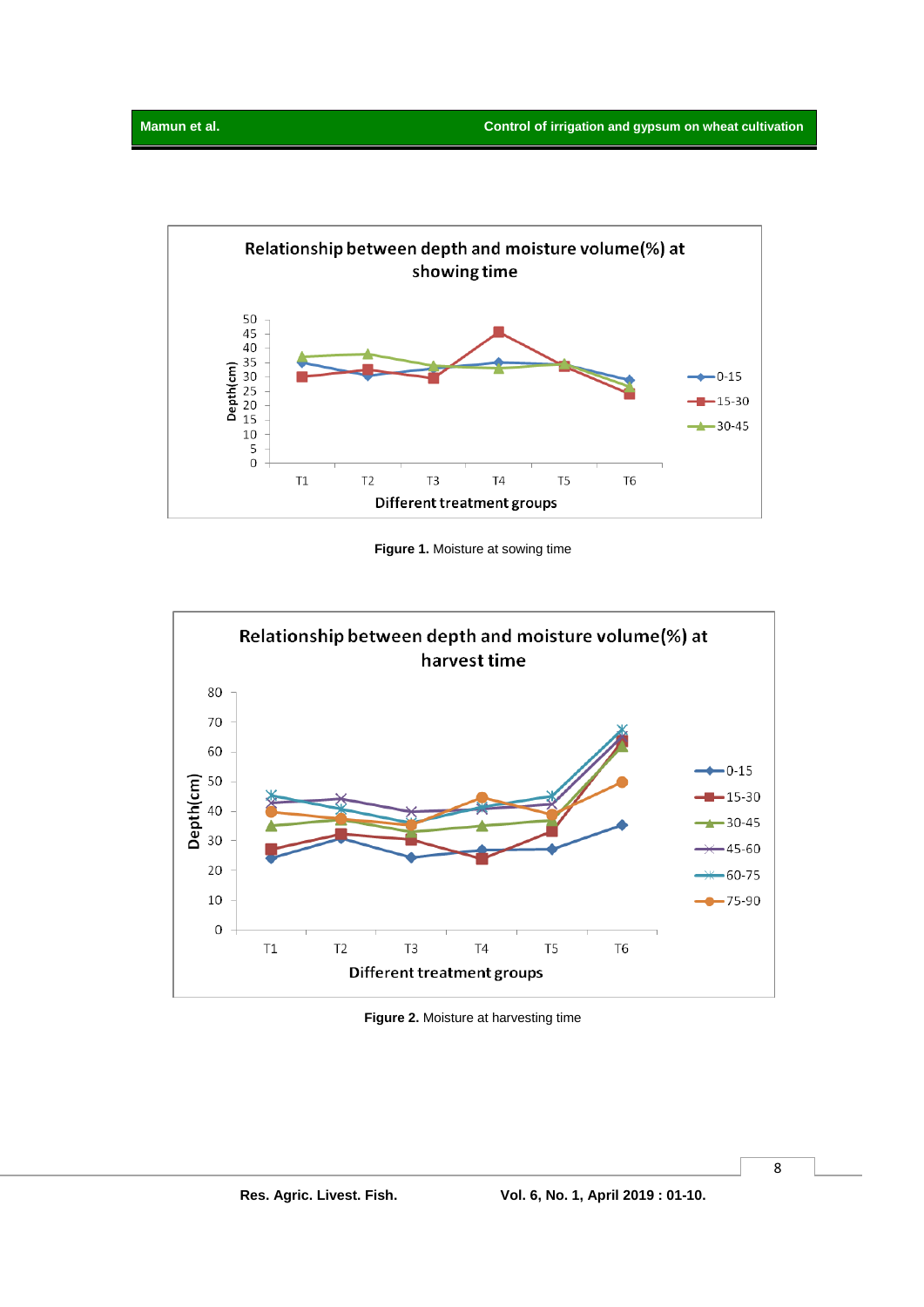**Figure 1.** Moisture at sowing time

**Figure 2.** Moisture at harvesting time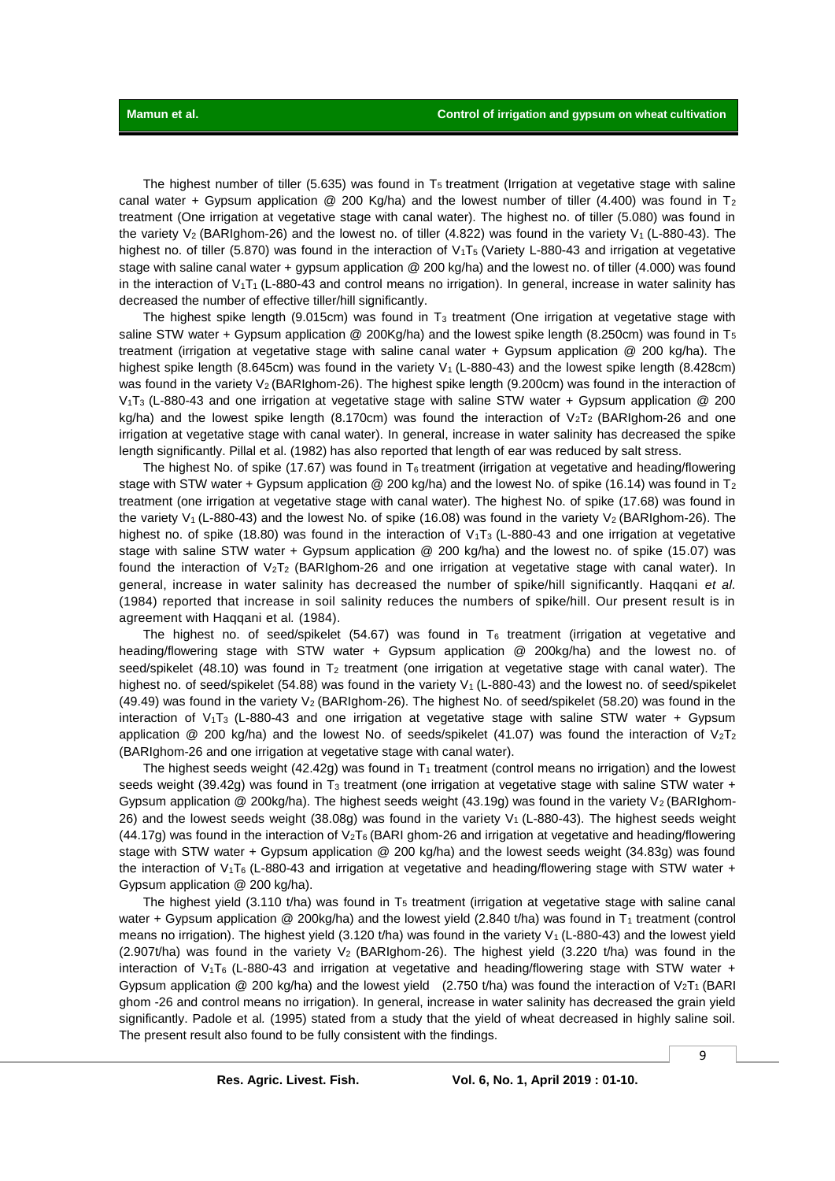The highest number of tiller (5.635) was found in $T_5$ treatment (Irrigation at vegetative stage with saline canal water + Gypsum application @ 200 Kg/ha) and the lowest number of tiller (4.400) was found in $T_2$ treatment (One irrigation at vegetative stage with canal water). The highest no. of tiller (5.080) was found in the variety $V_2$ (BARIghom-26) and the lowest no. of tiller (4.822) was found in the variety $V_1$ (L-880-43). The highest no. of tiller (5.870) was found in the interaction of $V_1T_5$ (Variety L-880-43 and irrigation at vegetative stage with saline canal water + gypsum application @ 200 kg/ha) and the lowest no. of tiller (4.000) was found in the interaction of $V_1T_1$ (L-880-43 and control means no irrigation). In general, increase in water salinity has decreased the number of effective tiller/hill significantly.

The highest spike length (9.015cm) was found in $T_3$ treatment (One irrigation at vegetative stage with saline STW water + Gypsum application @ 200Kg/ha) and the lowest spike length (8.250cm) was found in $T_5$ treatment (irrigation at vegetative stage with saline canal water + Gypsum application @ 200 kg/ha). The highest spike length (8.645cm) was found in the variety $V_1$ (L-880-43) and the lowest spike length (8.428cm) was found in the variety $V_2$ (BARIghom-26). The highest spike length (9.200cm) was found in the interaction of $V_1T_3$ (L-880-43 and one irrigation at vegetative stage with saline STW water + Gypsum application @ 200 kg/ha) and the lowest spike length (8.170cm) was found the interaction of $V_2T_2$ (BARIghom-26 and one irrigation at vegetative stage with canal water). In general, increase in water salinity has decreased the spike length significantly. Pillal et al. (1982) has also reported that length of ear was reduced by salt stress.

The highest No. of spike (17.67) was found in $T_6$ treatment (irrigation at vegetative and heading/flowering stage with STW water + Gypsum application @ 200 kg/ha) and the lowest No. of spike (16.14) was found in $T_2$ treatment (one irrigation at vegetative stage with canal water). The highest No. of spike (17.68) was found in the variety $V_1$ (L-880-43) and the lowest No. of spike (16.08) was found in the variety $V_2$ (BARIghom-26). The highest no. of spike (18.80) was found in the interaction of $V_1T_3$ (L-880-43 and one irrigation at vegetative stage with saline STW water + Gypsum application @ 200 kg/ha) and the lowest no. of spike (15.07) was found the interaction of $V_2T_2$ (BARIghom-26 and one irrigation at vegetative stage with canal water). In general, increase in water salinity has decreased the number of spike/hill significantly. Haqqani *et al.* (1984) reported that increase in soil salinity reduces the numbers of spike/hill. Our present result is in agreement with Haqqani et al*.* (1984).

The highest no. of seed/spikelet (54.67) was found in $T_6$ treatment (irrigation at vegetative and heading/flowering stage with STW water + Gypsum application @ 200kg/ha) and the lowest no. of seed/spikelet (48.10) was found in $T_2$ treatment (one irrigation at vegetative stage with canal water). The highest no. of seed/spikelet (54.88) was found in the variety $V_1$ (L-880-43) and the lowest no. of seed/spikelet (49.49) was found in the variety $V_2$ (BARIghom-26). The highest No. of seed/spikelet (58.20) was found in the interaction of $V_1T_3$ (L-880-43 and one irrigation at vegetative stage with saline STW water + Gypsum application @ 200 kg/ha) and the lowest No. of seeds/spikelet (41.07) was found the interaction of $V_2T_2$ (BARIghom-26 and one irrigation at vegetative stage with canal water).

The highest seeds weight (42.42g) was found in $T_1$ treatment (control means no irrigation) and the lowest seeds weight (39.42g) was found in $T_3$ treatment (one irrigation at vegetative stage with saline STW water + Gypsum application @ 200kg/ha). The highest seeds weight (43.19g) was found in the variety $V_2$ (BARIghom-26) and the lowest seeds weight (38.08g) was found in the variety $V_1$ (L-880-43). The highest seeds weight (44.17g) was found in the interaction of $V_2T_6$ (BARI ghom-26 and irrigation at vegetative and heading/flowering stage with STW water + Gypsum application @ 200 kg/ha) and the lowest seeds weight (34.83g) was found the interaction of $V_1T_6$ (L-880-43 and irrigation at vegetative and heading/flowering stage with STW water + Gypsum application @ 200 kg/ha).

The highest yield (3.110 t/ha) was found in $T_5$ treatment (irrigation at vegetative stage with saline canal water + Gypsum application @ 200kg/ha) and the lowest yield (2.840 t/ha) was found in $T_1$ treatment (control means no irrigation). The highest yield (3.120 t/ha) was found in the variety $V_1$ (L-880-43) and the lowest yield (2.907t/ha) was found in the variety $V_2$ (BARIghom-26). The highest yield (3.220 t/ha) was found in the interaction of $V_1T_6$ (L-880-43 and irrigation at vegetative and heading/flowering stage with STW water + Gypsum application @ 200 kg/ha) and the lowest yield (2.750 t/ha) was found the interaction of $V_2T_1$ (BARI ghom -26 and control means no irrigation). In general, increase in water salinity has decreased the grain yield significantly. Padole et al*.* (1995) stated from a study that the yield of wheat decreased in highly saline soil. The present result also found to be fully consistent with the findings.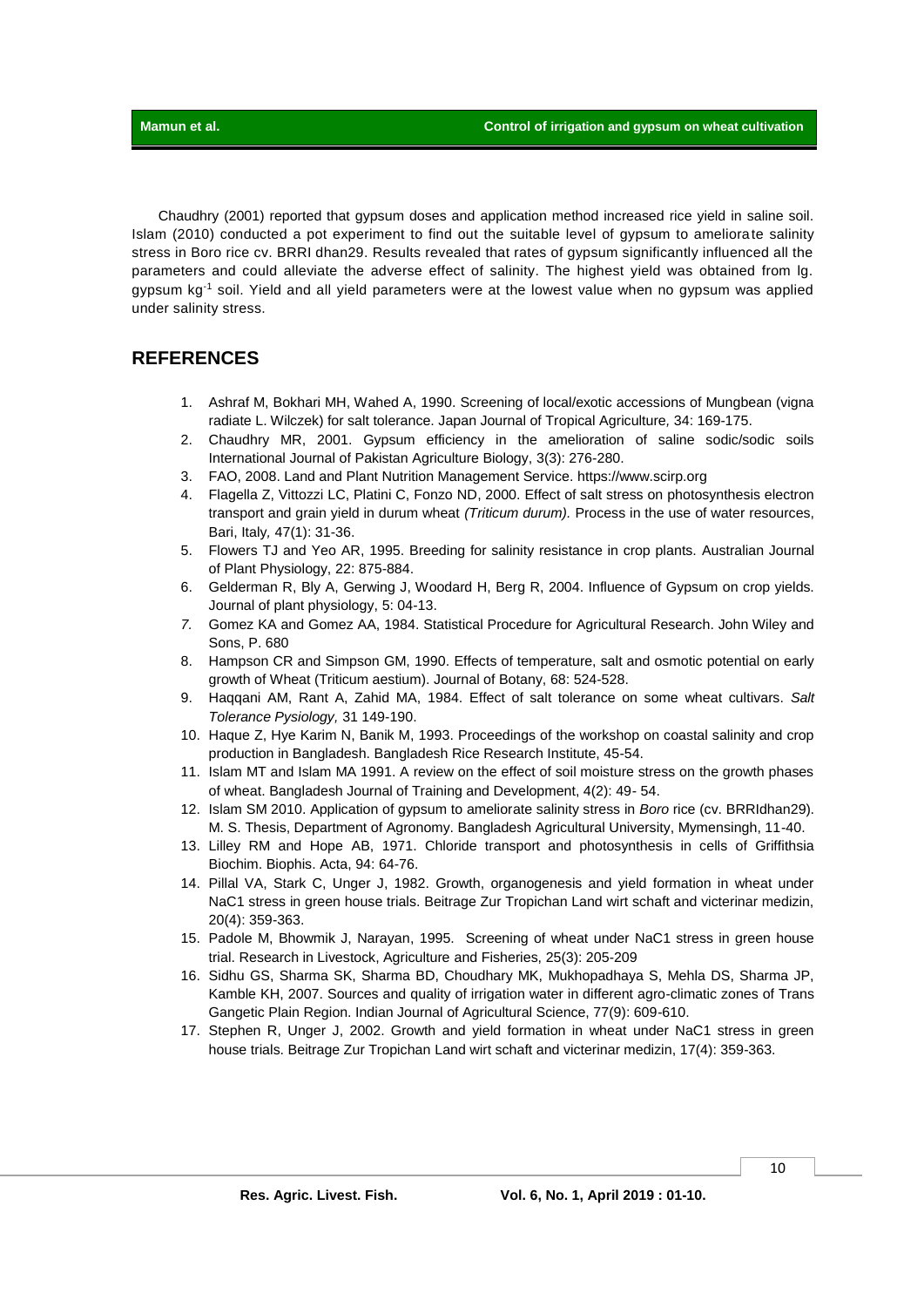Chaudhry (2001) reported that gypsum doses and application method increased rice yield in saline soil. Islam (2010) conducted a pot experiment to find out the suitable level of gypsum to ameliorate salinity stress in Boro rice cv. BRRI dhan29. Results revealed that rates of gypsum significantly influenced all the parameters and could alleviate the adverse effect of salinity. The highest yield was obtained from lg. gypsum $kg^{-1}$ soil. Yield and all yield parameters were at the lowest value when no gypsum was applied under salinity stress.

## REFERENCES

1. Ashraf M, Bokhari MH, Wahed A, 1990. Screening of local/exotic accessions of Mungbean (vigna radiate L. Wilczek) for salt tolerance. Japan Journal of Tropical Agriculture, 34: 169-175.
2. Chaudhry MR, 2001. Gypsum efficiency in the amelioration of saline sodic/sodic soils International Journal of Pakistan Agriculture Biology, 3(3): 276-280.
3. FAO, 2008. Land and Plant Nutrition Management Service. https://www.scirp.org
4. Flagella Z, Vittozzi LC, Platini C, Fonzo ND, 2000. Effect of salt stress on photosynthesis electron transport and grain yield in durum wheat *(Triticum durum).* Process in the use of water resources, Bari, Italy, 47(1): 31-36.
5. Flowers TJ and Yeo AR, 1995. Breeding for salinity resistance in crop plants. Australian Journal of Plant Physiology, 22: 875-884.
6. Gelderman R, Bly A, Gerwing J, Woodard H, Berg R, 2004. Influence of Gypsum on crop yields. Journal of plant physiology, 5: 04-13.
7. Gomez KA and Gomez AA, 1984. Statistical Procedure for Agricultural Research. John Wiley and Sons, P. 680
8. Hampson CR and Simpson GM, 1990. Effects of temperature, salt and osmotic potential on early growth of Wheat (Triticum aestium). Journal of Botany, 68: 524-528.
9. Haqqani AM, Rant A, Zahid MA, 1984. Effect of salt tolerance on some wheat cultivars. *Salt Tolerance Pysiology,* 31 149-190.
10. Haque Z, Hye Karim N, Banik M, 1993. Proceedings of the workshop on coastal salinity and crop production in Bangladesh. Bangladesh Rice Research Institute, 45-54.
11. Islam MT and Islam MA 1991. A review on the effect of soil moisture stress on the growth phases of wheat. Bangladesh Journal of Training and Development, 4(2): 49- 54.
12. Islam SM 2010. Application of gypsum to ameliorate salinity stress in *Boro* rice (cv. BRRIdhan29). M. S. Thesis, Department of Agronomy. Bangladesh Agricultural University, Mymensingh, 11-40.
13. Lilley RM and Hope AB, 1971. Chloride transport and photosynthesis in cells of Griffithsia Biochim. Biophis. Acta, 94: 64-76.
14. Pillal VA, Stark C, Unger J, 1982. Growth, organogenesis and yield formation in wheat under NaC1 stress in green house trials. Beitrage Zur Tropichan Land wirt schaft and victerinar medizin, 20(4): 359-363.
15. Padole M, Bhowmik J, Narayan, 1995. Screening of wheat under NaC1 stress in green house trial. Research in Livestock, Agriculture and Fisheries, 25(3): 205-209
16. Sidhu GS, Sharma SK, Sharma BD, Choudhary MK, Mukhopadhaya S, Mehla DS, Sharma JP, Kamble KH, 2007. Sources and quality of irrigation water in different agro-climatic zones of Trans Gangetic Plain Region. Indian Journal of Agricultural Science, 77(9): 609-610.
17. Stephen R, Unger J, 2002. Growth and yield formation in wheat under NaC1 stress in green house trials. Beitrage Zur Tropichan Land wirt schaft and victerinar medizin, 17(4): 359-363.